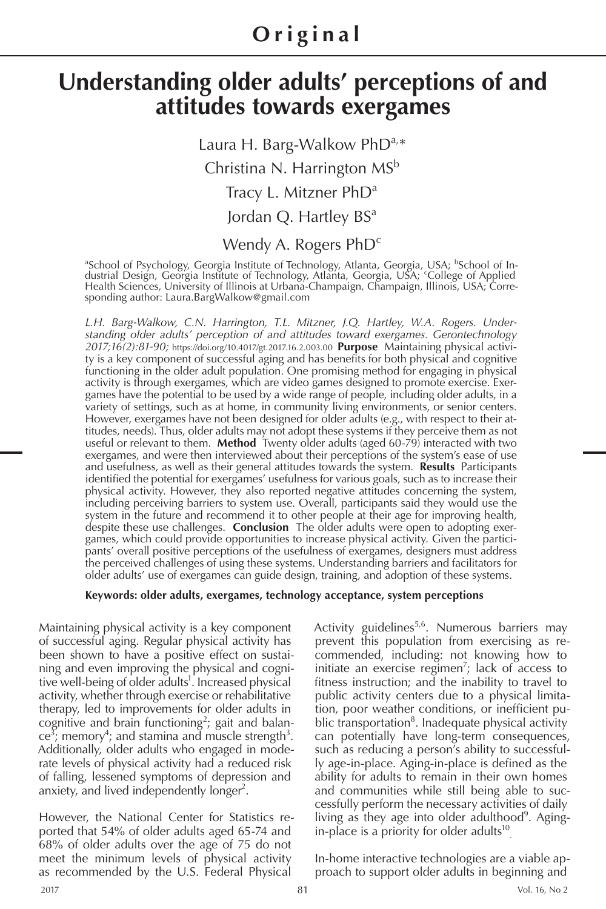**Original**

# Understanding older adults' perceptions of and attitudes towards exergames

Laura H. Barg-Walkow PhD[a,*]

Christina N. Harrington MS[b]

Tracy L. Mitzner PhD[a]

Jordan Q. Hartley BS[a]

Wendy A. Rogers PhD[c]

[a]School of Psychology, Georgia Institute of Technology, Atlanta, Georgia, USA; [b]School of Industrial Design, Georgia Institute of Technology, Atlanta, Georgia, USA; [c]College of Applied Health Sciences, University of Illinois at Urbana-Champaign, Champaign, Illinois, USA; Corresponding author: Laura.BargWalkow@gmail.com

*L.H. Barg-Walkow, C.N. Harrington, T.L. Mitzner, J.Q. Hartley, W.A. Rogers. Understanding older adults' perception of and attitudes toward exergames. Gerontechnology 2017;16(2):81-90;* https://doi.org/10.4017/gt.2017.16.2.003.00 **Purpose** Maintaining physical activity is a key component of successful aging and has benefits for both physical and cognitive functioning in the older adult population. One promising method for engaging in physical activity is through exergames, which are video games designed to promote exercise. Exergames have the potential to be used by a wide range of people, including older adults, in a variety of settings, such as at home, in community living environments, or senior centers. However, exergames have not been designed for older adults (e.g., with respect to their attitudes, needs). Thus, older adults may not adopt these systems if they perceive them as not useful or relevant to them. **Method** Twenty older adults (aged 60-79) interacted with two exergames, and were then interviewed about their perceptions of the system's ease of use and usefulness, as well as their general attitudes towards the system. **Results** Participants identified the potential for exergames' usefulness for various goals, such as to increase their physical activity. However, they also reported negative attitudes concerning the system, including perceiving barriers to system use. Overall, participants said they would use the system in the future and recommend it to other people at their age for improving health, despite these use challenges. **Conclusion** The older adults were open to adopting exergames, which could provide opportunities to increase physical activity. Given the participants' overall positive perceptions of the usefulness of exergames, designers must address the perceived challenges of using these systems. Understanding barriers and facilitators for older adults' use of exergames can guide design, training, and adoption of these systems.

**Keywords: older adults, exergames, technology acceptance, system perceptions**

Maintaining physical activity is a key component of successful aging. Regular physical activity has been shown to have a positive effect on sustaining and even improving the physical and cognitive well-being of older adults[1]. Increased physical activity, whether through exercise or rehabilitative therapy, led to improvements for older adults in cognitive and brain functioning[2]; gait and balance[3]; memory[4]; and stamina and muscle strength[3]. Additionally, older adults who engaged in moderate levels of physical activity had a reduced risk of falling, lessened symptoms of depression and anxiety, and lived independently longer[2].

However, the National Center for Statistics reported that 54% of older adults aged 65-74 and 68% of older adults over the age of 75 do not meet the minimum levels of physical activity as recommended by the U.S. Federal Physical Activity guidelines[5,6]. Numerous barriers may prevent this population from exercising as recommended, including: not knowing how to initiate an exercise regimen[7]; lack of access to fitness instruction; and the inability to travel to public activity centers due to a physical limitation, poor weather conditions, or inefficient public transportation[8]. Inadequate physical activity can potentially have long-term consequences, such as reducing a person's ability to successfully age-in-place. Aging-in-place is defined as the ability for adults to remain in their own homes and communities while still being able to successfully perform the necessary activities of daily living as they age into older adulthood[9]. Aging-in-place is a priority for older adults[10].

In-home interactive technologies are a viable approach to support older adults in beginning and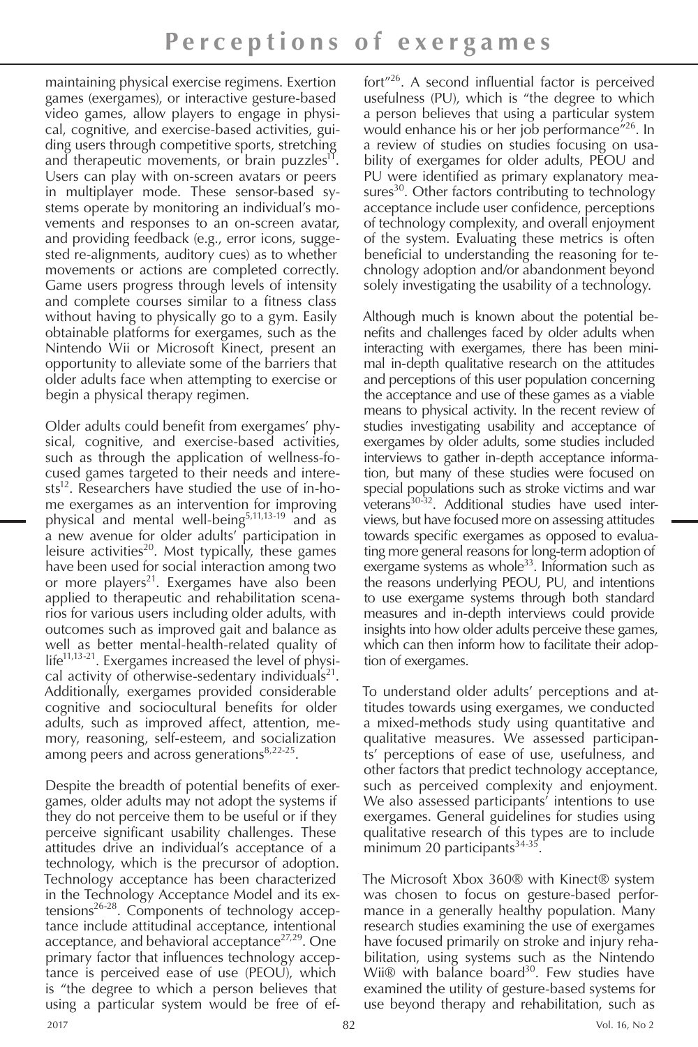maintaining physical exercise regimens. Exertion games (exergames), or interactive gesture-based video games, allow players to engage in physical, cognitive, and exercise-based activities, guiding users through competitive sports, stretching and therapeutic movements, or brain puzzles[11]. Users can play with on-screen avatars or peers in multiplayer mode. These sensor-based systems operate by monitoring an individual's movements and responses to an on-screen avatar, and providing feedback (e.g., error icons, suggested re-alignments, auditory cues) as to whether movements or actions are completed correctly. Game users progress through levels of intensity and complete courses similar to a fitness class without having to physically go to a gym. Easily obtainable platforms for exergames, such as the Nintendo Wii or Microsoft Kinect, present an opportunity to alleviate some of the barriers that older adults face when attempting to exercise or begin a physical therapy regimen.

Older adults could benefit from exergames' physical, cognitive, and exercise-based activities, such as through the application of wellness-focused games targeted to their needs and interests[12]. Researchers have studied the use of in-home exergames as an intervention for improving physical and mental well-being[5,11,13-19] and as a new avenue for older adults' participation in leisure activities[20]. Most typically, these games have been used for social interaction among two or more players[21]. Exergames have also been applied to therapeutic and rehabilitation scenarios for various users including older adults, with outcomes such as improved gait and balance as well as better mental-health-related quality of life[11,13-21]. Exergames increased the level of physical activity of otherwise-sedentary individuals[21]. Additionally, exergames provided considerable cognitive and sociocultural benefits for older adults, such as improved affect, attention, memory, reasoning, self-esteem, and socialization among peers and across generations[8,22-25].

Despite the breadth of potential benefits of exergames, older adults may not adopt the systems if they do not perceive them to be useful or if they perceive significant usability challenges. These attitudes drive an individual's acceptance of a technology, which is the precursor of adoption. Technology acceptance has been characterized in the Technology Acceptance Model and its extensions[26-28]. Components of technology acceptance include attitudinal acceptance, intentional acceptance, and behavioral acceptance[27,29]. One primary factor that influences technology acceptance is perceived ease of use (PEOU), which is "the degree to which a person believes that using a particular system would be free of effort"[26]. A second influential factor is perceived usefulness (PU), which is "the degree to which a person believes that using a particular system would enhance his or her job performance"[26]. In a review of studies on studies focusing on usability of exergames for older adults, PEOU and PU were identified as primary explanatory measures[30]. Other factors contributing to technology acceptance include user confidence, perceptions of technology complexity, and overall enjoyment of the system. Evaluating these metrics is often beneficial to understanding the reasoning for technology adoption and/or abandonment beyond solely investigating the usability of a technology.

Although much is known about the potential benefits and challenges faced by older adults when interacting with exergames, there has been minimal in-depth qualitative research on the attitudes and perceptions of this user population concerning the acceptance and use of these games as a viable means to physical activity. In the recent review of studies investigating usability and acceptance of exergames by older adults, some studies included interviews to gather in-depth acceptance information, but many of these studies were focused on special populations such as stroke victims and war veterans[30-32]. Additional studies have used interviews, but have focused more on assessing attitudes towards specific exergames as opposed to evaluating more general reasons for long-term adoption of exergame systems as whole[33]. Information such as the reasons underlying PEOU, PU, and intentions to use exergame systems through both standard measures and in-depth interviews could provide insights into how older adults perceive these games, which can then inform how to facilitate their adoption of exergames.

To understand older adults' perceptions and attitudes towards using exergames, we conducted a mixed-methods study using quantitative and qualitative measures. We assessed participants' perceptions of ease of use, usefulness, and other factors that predict technology acceptance, such as perceived complexity and enjoyment. We also assessed participants' intentions to use exergames. General guidelines for studies using qualitative research of this types are to include minimum 20 participants[34-35].

The Microsoft Xbox 360® with Kinect® system was chosen to focus on gesture-based performance in a generally healthy population. Many research studies examining the use of exergames have focused primarily on stroke and injury rehabilitation, using systems such as the Nintendo Wii® with balance board[30]. Few studies have examined the utility of gesture-based systems for use beyond therapy and rehabilitation, such as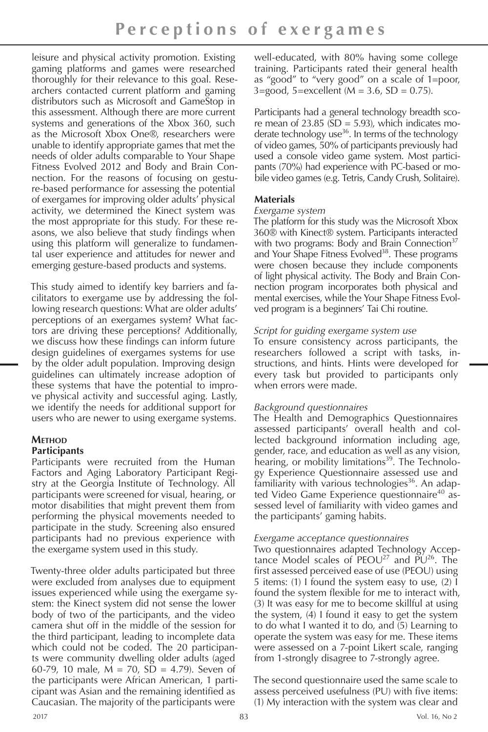leisure and physical activity promotion. Existing gaming platforms and games were researched thoroughly for their relevance to this goal. Researchers contacted current platform and gaming distributors such as Microsoft and GameStop in this assessment. Although there are more current systems and generations of the Xbox 360, such as the Microsoft Xbox One®, researchers were unable to identify appropriate games that met the needs of older adults comparable to Your Shape Fitness Evolved 2012 and Body and Brain Connection. For the reasons of focusing on gesture-based performance for assessing the potential of exergames for improving older adults' physical activity, we determined the Kinect system was the most appropriate for this study. For these reasons, we also believe that study findings when using this platform will generalize to fundamental user experience and attitudes for newer and emerging gesture-based products and systems.

This study aimed to identify key barriers and facilitators to exergame use by addressing the following research questions: What are older adults' perceptions of an exergames system? What factors are driving these perceptions? Additionally, we discuss how these findings can inform future design guidelines of exergames systems for use by the older adult population. Improving design guidelines can ultimately increase adoption of these systems that have the potential to improve physical activity and successful aging. Lastly, we identify the needs for additional support for users who are newer to using exergame systems.

## Method

### Participants

Participants were recruited from the Human Factors and Aging Laboratory Participant Registry at the Georgia Institute of Technology. All participants were screened for visual, hearing, or motor disabilities that might prevent them from performing the physical movements needed to participate in the study. Screening also ensured participants had no previous experience with the exergame system used in this study.

Twenty-three older adults participated but three were excluded from analyses due to equipment issues experienced while using the exergame system: the Kinect system did not sense the lower body of two of the participants, and the video camera shut off in the middle of the session for the third participant, leading to incomplete data which could not be coded. The 20 participants were community dwelling older adults (aged 60-79, 10 male, M = 70, SD = 4.79). Seven of the participants were African American, 1 participant was Asian and the remaining identified as Caucasian. The majority of the participants were well-educated, with 80% having some college training. Participants rated their general health as "good" to "very good" on a scale of 1=poor, 3=good, 5=excellent (M = 3.6, SD = 0.75).

Participants had a general technology breadth score mean of 23.85 (SD = 5.93), which indicates moderate technology use[36]. In terms of the technology of video games, 50% of participants previously had used a console video game system. Most participants (70%) had experience with PC-based or mobile video games (e.g. Tetris, Candy Crush, Solitaire).

### Materials

*Exergame system*

The platform for this study was the Microsoft Xbox 360® with Kinect® system. Participants interacted with two programs: Body and Brain Connection[37] and Your Shape Fitness Evolved[38]. These programs were chosen because they include components of light physical activity. The Body and Brain Connection program incorporates both physical and mental exercises, while the Your Shape Fitness Evolved program is a beginners' Tai Chi routine.

*Script for guiding exergame system use*

To ensure consistency across participants, the researchers followed a script with tasks, instructions, and hints. Hints were developed for every task but provided to participants only when errors were made.

*Background questionnaires*

The Health and Demographics Questionnaires assessed participants' overall health and collected background information including age, gender, race, and education as well as any vision, hearing, or mobility limitations[39]. The Technology Experience Questionnaire assessed use and familiarity with various technologies[36]. An adapted Video Game Experience questionnaire[40] assessed level of familiarity with video games and the participants' gaming habits.

*Exergame acceptance questionnaires*

Two questionnaires adapted Technology Acceptance Model scales of PEOU[27] and PU[26]. The first assessed perceived ease of use (PEOU) using 5 items: (1) I found the system easy to use, (2) I found the system flexible for me to interact with, (3) It was easy for me to become skillful at using the system, (4) I found it easy to get the system to do what I wanted it to do, and (5) Learning to operate the system was easy for me. These items were assessed on a 7-point Likert scale, ranging from 1-strongly disagree to 7-strongly agree.

The second questionnaire used the same scale to assess perceived usefulness (PU) with five items: (1) My interaction with the system was clear and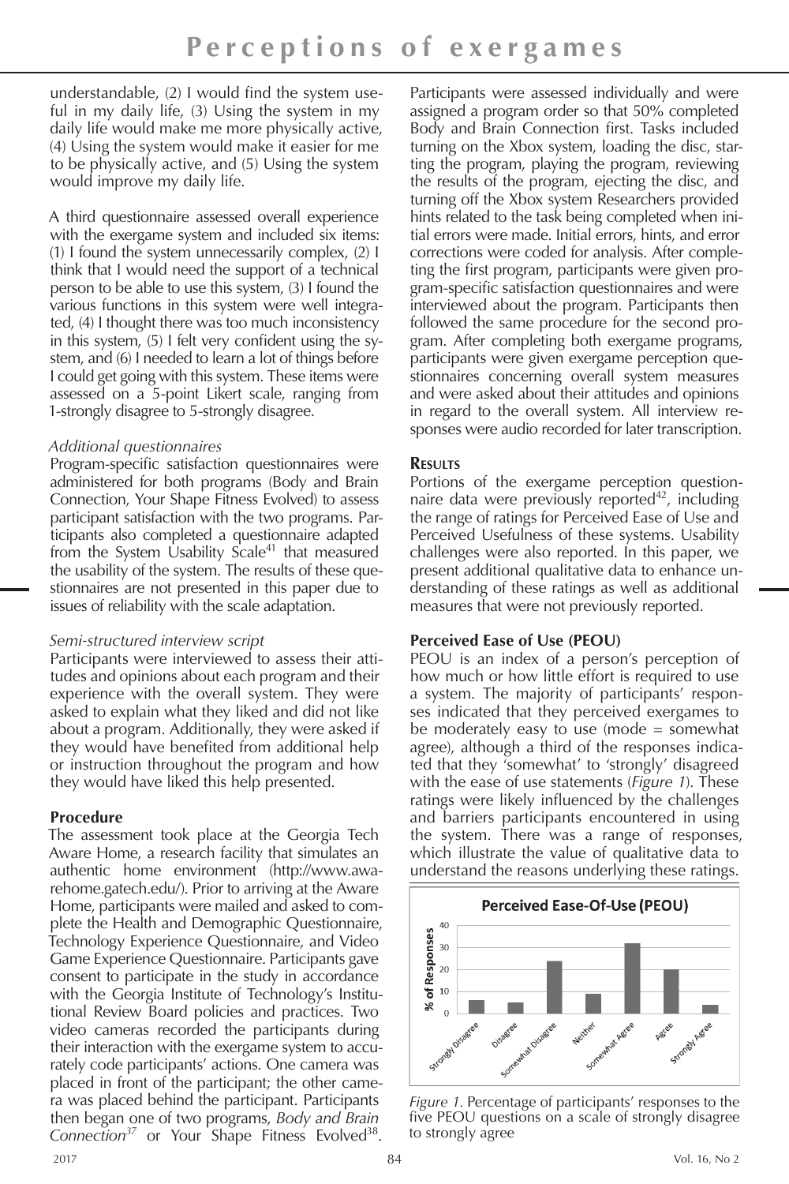understandable, (2) I would find the system useful in my daily life, (3) Using the system in my daily life would make me more physically active, (4) Using the system would make it easier for me to be physically active, and (5) Using the system would improve my daily life.

A third questionnaire assessed overall experience with the exergame system and included six items: (1) I found the system unnecessarily complex, (2) I think that I would need the support of a technical person to be able to use this system, (3) I found the various functions in this system were well integrated, (4) I thought there was too much inconsistency in this system, (5) I felt very confident using the system, and (6) I needed to learn a lot of things before I could get going with this system. These items were assessed on a 5-point Likert scale, ranging from 1-strongly disagree to 5-strongly disagree.

*Additional questionnaires*

Program-specific satisfaction questionnaires were administered for both programs (Body and Brain Connection, Your Shape Fitness Evolved) to assess participant satisfaction with the two programs. Participants also completed a questionnaire adapted from the System Usability Scale[41] that measured the usability of the system. The results of these questionnaires are not presented in this paper due to issues of reliability with the scale adaptation.

*Semi-structured interview script*

Participants were interviewed to assess their attitudes and opinions about each program and their experience with the overall system. They were asked to explain what they liked and did not like about a program. Additionally, they were asked if they would have benefited from additional help or instruction throughout the program and how they would have liked this help presented.

**Procedure**

The assessment took place at the Georgia Tech Aware Home, a research facility that simulates an authentic home environment (http://www.awarehome.gatech.edu/). Prior to arriving at the Aware Home, participants were mailed and asked to complete the Health and Demographic Questionnaire, Technology Experience Questionnaire, and Video Game Experience Questionnaire. Participants gave consent to participate in the study in accordance with the Georgia Institute of Technology's Institutional Review Board policies and practices. Two video cameras recorded the participants during their interaction with the exergame system to accurately code participants' actions. One camera was placed in front of the participant; the other camera was placed behind the participant. Participants then began one of two programs, *Body and Brain Connection*[37] or Your Shape Fitness Evolved[38]. Participants were assessed individually and were assigned a program order so that 50% completed Body and Brain Connection first. Tasks included turning on the Xbox system, loading the disc, starting the program, playing the program, reviewing the results of the program, ejecting the disc, and turning off the Xbox system Researchers provided hints related to the task being completed when initial errors were made. Initial errors, hints, and error corrections were coded for analysis. After completing the first program, participants were given program-specific satisfaction questionnaires and were interviewed about the program. Participants then followed the same procedure for the second program. After completing both exergame programs, participants were given exergame perception questionnaires concerning overall system measures and were asked about their attitudes and opinions in regard to the overall system. All interview responses were audio recorded for later transcription.

## Results

Portions of the exergame perception questionnaire data were previously reported[42], including the range of ratings for Perceived Ease of Use and Perceived Usefulness of these systems. Usability challenges were also reported. In this paper, we present additional qualitative data to enhance understanding of these ratings as well as additional measures that were not previously reported.

**Perceived Ease of Use (PEOU)**

PEOU is an index of a person's perception of how much or how little effort is required to use a system. The majority of participants' responses indicated that they perceived exergames to be moderately easy to use (mode = somewhat agree), although a third of the responses indicated that they 'somewhat' to 'strongly' disagreed with the ease of use statements (*Figure 1*). These ratings were likely influenced by the challenges and barriers participants encountered in using the system. There was a range of responses, which illustrate the value of qualitative data to understand the reasons underlying these ratings.

*Figure 1*. Percentage of participants' responses to the five PEOU questions on a scale of strongly disagree to strongly agree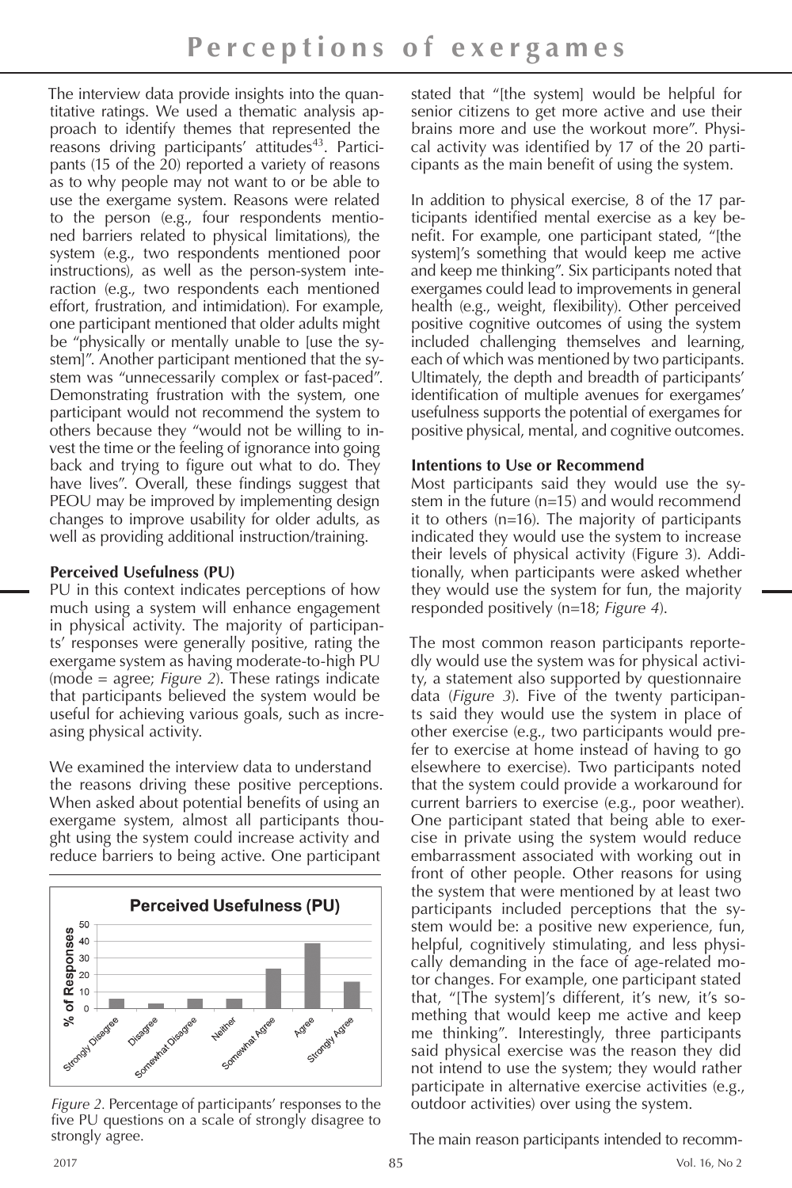The interview data provide insights into the quantitative ratings. We used a thematic analysis approach to identify themes that represented the reasons driving participants' attitudes[43]. Participants (15 of the 20) reported a variety of reasons as to why people may not want to or be able to use the exergame system. Reasons were related to the person (e.g., four respondents mentioned barriers related to physical limitations), the system (e.g., two respondents mentioned poor instructions), as well as the person-system interaction (e.g., two respondents each mentioned effort, frustration, and intimidation). For example, one participant mentioned that older adults might be "physically or mentally unable to [use the system]". Another participant mentioned that the system was "unnecessarily complex or fast-paced". Demonstrating frustration with the system, one participant would not recommend the system to others because they "would not be willing to invest the time or the feeling of ignorance into going back and trying to figure out what to do. They have lives". Overall, these findings suggest that PEOU may be improved by implementing design changes to improve usability for older adults, as well as providing additional instruction/training.

**Perceived Usefulness (PU)**

PU in this context indicates perceptions of how much using a system will enhance engagement in physical activity. The majority of participants' responses were generally positive, rating the exergame system as having moderate-to-high PU (mode = agree; *Figure 2*). These ratings indicate that participants believed the system would be useful for achieving various goals, such as increasing physical activity.

We examined the interview data to understand the reasons driving these positive perceptions. When asked about potential benefits of using an exergame system, almost all participants thought using the system could increase activity and reduce barriers to being active. One participant stated that "[the system] would be helpful for senior citizens to get more active and use their brains more and use the workout more". Physical activity was identified by 17 of the 20 participants as the main benefit of using the system.

*Figure 2.* Percentage of participants' responses to the five PU questions on a scale of strongly disagree to strongly agree.

In addition to physical exercise, 8 of the 17 participants identified mental exercise as a key benefit. For example, one participant stated, "[the system]'s something that would keep me active and keep me thinking". Six participants noted that exergames could lead to improvements in general health (e.g., weight, flexibility). Other perceived positive cognitive outcomes of using the system included challenging themselves and learning, each of which was mentioned by two participants. Ultimately, the depth and breadth of participants' identification of multiple avenues for exergames' usefulness supports the potential of exergames for positive physical, mental, and cognitive outcomes.

**Intentions to Use or Recommend**

Most participants said they would use the system in the future (n=15) and would recommend it to others (n=16). The majority of participants indicated they would use the system to increase their levels of physical activity (Figure 3). Additionally, when participants were asked whether they would use the system for fun, the majority responded positively (n=18; *Figure 4*).

The most common reason participants reportedly would use the system was for physical activity, a statement also supported by questionnaire data (*Figure 3*). Five of the twenty participants said they would use the system in place of other exercise (e.g., two participants would prefer to exercise at home instead of having to go elsewhere to exercise). Two participants noted that the system could provide a workaround for current barriers to exercise (e.g., poor weather). One participant stated that being able to exercise in private using the system would reduce embarrassment associated with working out in front of other people. Other reasons for using the system that were mentioned by at least two participants included perceptions that the system would be: a positive new experience, fun, helpful, cognitively stimulating, and less physically demanding in the face of age-related motor changes. For example, one participant stated that, "[The system]'s different, it's new, it's something that would keep me active and keep me thinking". Interestingly, three participants said physical exercise was the reason they did not intend to use the system; they would rather participate in alternative exercise activities (e.g., outdoor activities) over using the system.

The main reason participants intended to recomm-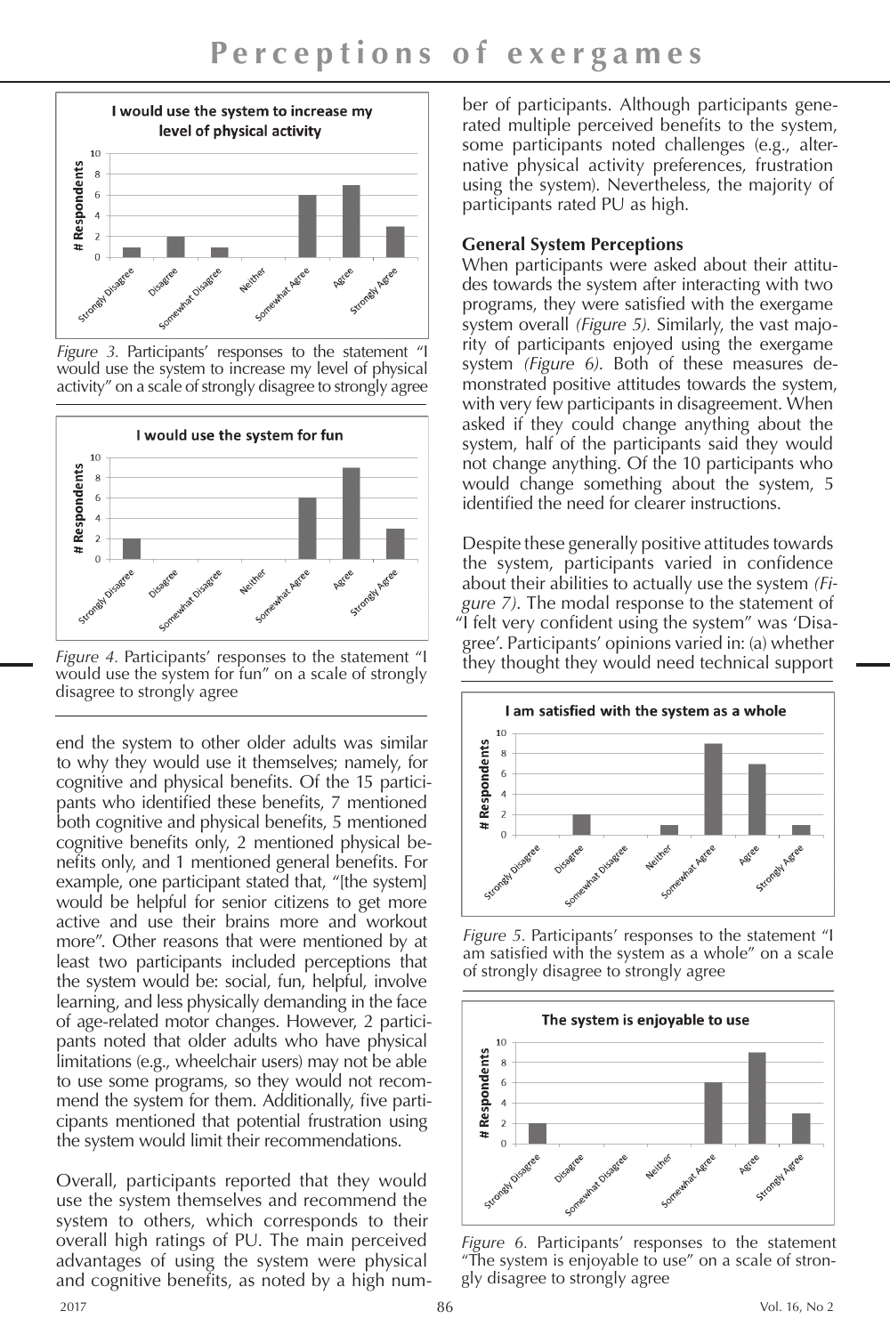*Figure 3.* Participants' responses to the statement "I would use the system to increase my level of physical activity" on a scale of strongly disagree to strongly agree

*Figure 4.* Participants' responses to the statement "I would use the system for fun" on a scale of strongly disagree to strongly agree

end the system to other older adults was similar to why they would use it themselves; namely, for cognitive and physical benefits. Of the 15 participants who identified these benefits, 7 mentioned both cognitive and physical benefits, 5 mentioned cognitive benefits only, 2 mentioned physical benefits only, and 1 mentioned general benefits. For example, one participant stated that, "[the system] would be helpful for senior citizens to get more active and use their brains more and workout more". Other reasons that were mentioned by at least two participants included perceptions that the system would be: social, fun, helpful, involve learning, and less physically demanding in the face of age-related motor changes. However, 2 participants noted that older adults who have physical limitations (e.g., wheelchair users) may not be able to use some programs, so they would not recommend the system for them. Additionally, five participants mentioned that potential frustration using the system would limit their recommendations.

Overall, participants reported that they would use the system themselves and recommend the system to others, which corresponds to their overall high ratings of PU. The main perceived advantages of using the system were physical and cognitive benefits, as noted by a high number of participants. Although participants generated multiple perceived benefits to the system, some participants noted challenges (e.g., alternative physical activity preferences, frustration using the system). Nevertheless, the majority of participants rated PU as high.

**General System Perceptions**

When participants were asked about their attitudes towards the system after interacting with two programs, they were satisfied with the exergame system overall *(Figure 5)*. Similarly, the vast majority of participants enjoyed using the exergame system *(Figure 6)*. Both of these measures demonstrated positive attitudes towards the system, with very few participants in disagreement. When asked if they could change anything about the system, half of the participants said they would not change anything. Of the 10 participants who would change something about the system, 5 identified the need for clearer instructions.

Despite these generally positive attitudes towards the system, participants varied in confidence about their abilities to actually use the system *(Figure 7)*. The modal response to the statement of "I felt very confident using the system" was 'Disagree'. Participants' opinions varied in: (a) whether they thought they would need technical support

*Figure 5.* Participants' responses to the statement "I am satisfied with the system as a whole" on a scale of strongly disagree to strongly agree

*Figure 6.* Participants' responses to the statement "The system is enjoyable to use" on a scale of strongly disagree to strongly agree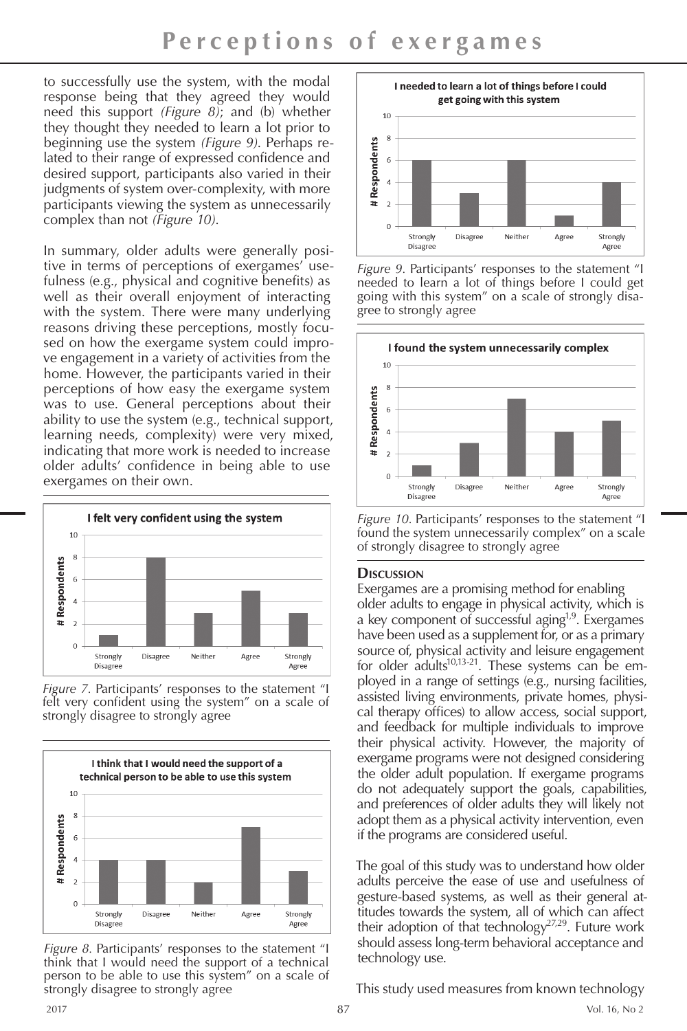to successfully use the system, with the modal response being that they agreed they would need this support *(Figure 8)*; and (b) whether they thought they needed to learn a lot prior to beginning use the system *(Figure 9)*. Perhaps related to their range of expressed confidence and desired support, participants also varied in their judgments of system over-complexity, with more participants viewing the system as unnecessarily complex than not *(Figure 10)*.

In summary, older adults were generally positive in terms of perceptions of exergames' usefulness (e.g., physical and cognitive benefits) as well as their overall enjoyment of interacting with the system. There were many underlying reasons driving these perceptions, mostly focused on how the exergame system could improve engagement in a variety of activities from the home. However, the participants varied in their perceptions of how easy the exergame system was to use. General perceptions about their ability to use the system (e.g., technical support, learning needs, complexity) were very mixed, indicating that more work is needed to increase older adults' confidence in being able to use exergames on their own.

*Figure 7.* Participants' responses to the statement "I felt very confident using the system" on a scale of strongly disagree to strongly agree

*Figure 8.* Participants' responses to the statement "I think that I would need the support of a technical person to be able to use this system" on a scale of strongly disagree to strongly agree

*Figure 9.* Participants' responses to the statement "I needed to learn a lot of things before I could get going with this system" on a scale of strongly disagree to strongly agree

*Figure 10.* Participants' responses to the statement "I found the system unnecessarily complex" on a scale of strongly disagree to strongly agree

## Discussion

Exergames are a promising method for enabling older adults to engage in physical activity, which is a key component of successful aging[1,9]. Exergames have been used as a supplement for, or as a primary source of, physical activity and leisure engagement for older adults[10,13-21]. These systems can be employed in a range of settings (e.g., nursing facilities, assisted living environments, private homes, physical therapy offices) to allow access, social support, and feedback for multiple individuals to improve their physical activity. However, the majority of exergame programs were not designed considering the older adult population. If exergame programs do not adequately support the goals, capabilities, and preferences of older adults they will likely not adopt them as a physical activity intervention, even if the programs are considered useful.

The goal of this study was to understand how older adults perceive the ease of use and usefulness of gesture-based systems, as well as their general attitudes towards the system, all of which can affect their adoption of that technology[27,29]. Future work should assess long-term behavioral acceptance and technology use.

This study used measures from known technology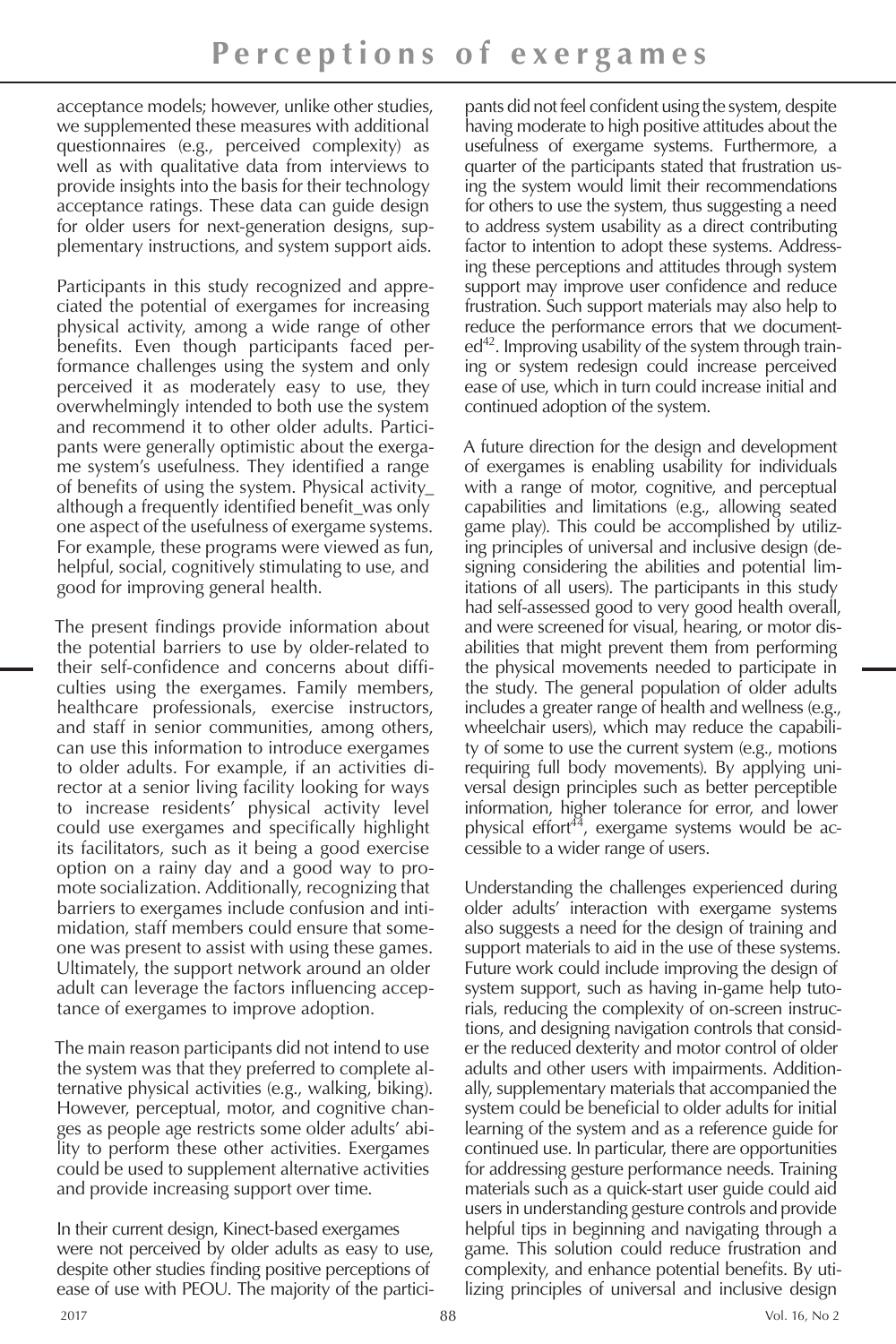acceptance models; however, unlike other studies, we supplemented these measures with additional questionnaires (e.g., perceived complexity) as well as with qualitative data from interviews to provide insights into the basis for their technology acceptance ratings. These data can guide design for older users for next-generation designs, supplementary instructions, and system support aids.

Participants in this study recognized and appreciated the potential of exergames for increasing physical activity, among a wide range of other benefits. Even though participants faced performance challenges using the system and only perceived it as moderately easy to use, they overwhelmingly intended to both use the system and recommend it to other older adults. Participants were generally optimistic about the exergame system's usefulness. They identified a range of benefits of using the system. Physical activity_ although a frequently identified benefit_was only one aspect of the usefulness of exergame systems. For example, these programs were viewed as fun, helpful, social, cognitively stimulating to use, and good for improving general health.

The present findings provide information about the potential barriers to use by older-related to their self-confidence and concerns about difficulties using the exergames. Family members, healthcare professionals, exercise instructors, and staff in senior communities, among others, can use this information to introduce exergames to older adults. For example, if an activities director at a senior living facility looking for ways to increase residents' physical activity level could use exergames and specifically highlight its facilitators, such as it being a good exercise option on a rainy day and a good way to promote socialization. Additionally, recognizing that barriers to exergames include confusion and intimidation, staff members could ensure that someone was present to assist with using these games. Ultimately, the support network around an older adult can leverage the factors influencing acceptance of exergames to improve adoption.

The main reason participants did not intend to use the system was that they preferred to complete alternative physical activities (e.g., walking, biking). However, perceptual, motor, and cognitive changes as people age restricts some older adults' ability to perform these other activities. Exergames could be used to supplement alternative activities and provide increasing support over time.

In their current design, Kinect-based exergames were not perceived by older adults as easy to use, despite other studies finding positive perceptions of ease of use with PEOU. The majority of the participants did not feel confident using the system, despite having moderate to high positive attitudes about the usefulness of exergame systems. Furthermore, a quarter of the participants stated that frustration using the system would limit their recommendations for others to use the system, thus suggesting a need to address system usability as a direct contributing factor to intention to adopt these systems. Addressing these perceptions and attitudes through system support may improve user confidence and reduce frustration. Such support materials may also help to reduce the performance errors that we documented[42]. Improving usability of the system through training or system redesign could increase perceived ease of use, which in turn could increase initial and continued adoption of the system.

A future direction for the design and development of exergames is enabling usability for individuals with a range of motor, cognitive, and perceptual capabilities and limitations (e.g., allowing seated game play). This could be accomplished by utilizing principles of universal and inclusive design (designing considering the abilities and potential limitations of all users). The participants in this study had self-assessed good to very good health overall, and were screened for visual, hearing, or motor disabilities that might prevent them from performing the physical movements needed to participate in the study. The general population of older adults includes a greater range of health and wellness (e.g., wheelchair users), which may reduce the capability of some to use the current system (e.g., motions requiring full body movements). By applying universal design principles such as better perceptible information, higher tolerance for error, and lower physical effort[44], exergame systems would be accessible to a wider range of users.

Understanding the challenges experienced during older adults' interaction with exergame systems also suggests a need for the design of training and support materials to aid in the use of these systems. Future work could include improving the design of system support, such as having in-game help tutorials, reducing the complexity of on-screen instructions, and designing navigation controls that consider the reduced dexterity and motor control of older adults and other users with impairments. Additionally, supplementary materials that accompanied the system could be beneficial to older adults for initial learning of the system and as a reference guide for continued use. In particular, there are opportunities for addressing gesture performance needs. Training materials such as a quick-start user guide could aid users in understanding gesture controls and provide helpful tips in beginning and navigating through a game. This solution could reduce frustration and complexity, and enhance potential benefits. By utilizing principles of universal and inclusive design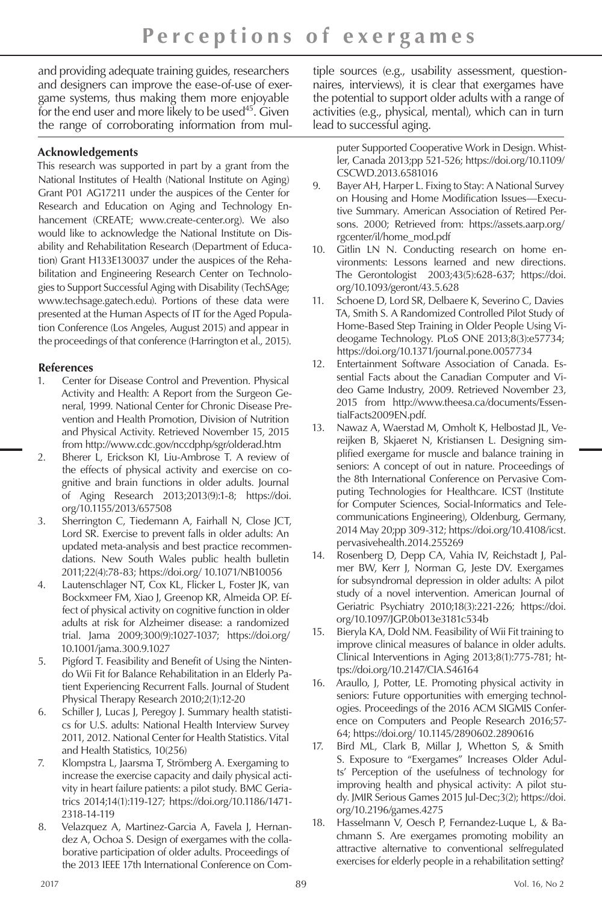and providing adequate training guides, researchers and designers can improve the ease-of-use of exergame systems, thus making them more enjoyable for the end user and more likely to be used[45]. Given the range of corroborating information from multiple sources (e.g., usability assessment, questionnaires, interviews), it is clear that exergames have the potential to support older adults with a range of activities (e.g., physical, mental), which can in turn lead to successful aging.

## Acknowledgements

This research was supported in part by a grant from the National Institutes of Health (National Institute on Aging) Grant P01 AG17211 under the auspices of the Center for Research and Education on Aging and Technology Enhancement (CREATE; www.create-center.org). We also would like to acknowledge the National Institute on Disability and Rehabilitation Research (Department of Education) Grant H133E130037 under the auspices of the Rehabilitation and Engineering Research Center on Technologies to Support Successful Aging with Disability (TechSAge; www.techsage.gatech.edu). Portions of these data were presented at the Human Aspects of IT for the Aged Population Conference (Los Angeles, August 2015) and appear in the proceedings of that conference (Harrington et al., 2015).

## References

1. Center for Disease Control and Prevention. Physical Activity and Health: A Report from the Surgeon General, 1999. National Center for Chronic Disease Prevention and Health Promotion, Division of Nutrition and Physical Activity. Retrieved November 15, 2015 from http://www.cdc.gov/nccdphp/sgr/olderad.htm
2. Bherer L, Erickson KI, Liu-Ambrose T. A review of the effects of physical activity and exercise on cognitive and brain functions in older adults. Journal of Aging Research 2013;2013(9):1-8; https://doi.org/10.1155/2013/657508
3. Sherrington C, Tiedemann A, Fairhall N, Close JCT, Lord SR. Exercise to prevent falls in older adults: An updated meta-analysis and best practice recommendations. New South Wales public health bulletin 2011;22(4):78-83; https://doi.org/ 10.1071/NB10056
4. Lautenschlager NT, Cox KL, Flicker L, Foster JK, van Bockxmeer FM, Xiao J, Greenop KR, Almeida OP. Effect of physical activity on cognitive function in older adults at risk for Alzheimer disease: a randomized trial. Jama 2009;300(9):1027-1037; https://doi.org/ 10.1001/jama.300.9.1027
5. Pigford T. Feasibility and Benefit of Using the Nintendo Wii Fit for Balance Rehabilitation in an Elderly Patient Experiencing Recurrent Falls. Journal of Student Physical Therapy Research 2010;2(1):12-20
6. Schiller J, Lucas J, Peregoy J. Summary health statistics for U.S. adults: National Health Interview Survey 2011, 2012. National Center for Health Statistics. Vital and Health Statistics, 10(256)
7. Klompstra L, Jaarsma T, Strömberg A. Exergaming to increase the exercise capacity and daily physical activity in heart failure patients: a pilot study. BMC Geriatrics 2014;14(1):119-127; https://doi.org/10.1186/1471-2318-14-119
8. Velazquez A, Martinez-Garcia A, Favela J, Hernandez A, Ochoa S. Design of exergames with the collaborative participation of older adults. Proceedings of the 2013 IEEE 17th International Conference on Computer Supported Cooperative Work in Design. Whistler, Canada 2013;pp 521-526; https://doi.org/10.1109/CSCWD.2013.6581016
9. Bayer AH, Harper L. Fixing to Stay: A National Survey on Housing and Home Modification Issues—Executive Summary. American Association of Retired Persons. 2000; Retrieved from: https://assets.aarp.org/rgcenter/il/home_mod.pdf
10. Gitlin LN N. Conducting research on home environments: Lessons learned and new directions. The Gerontologist 2003;43(5):628-637; https://doi.org/10.1093/geront/43.5.628
11. Schoene D, Lord SR, Delbaere K, Severino C, Davies TA, Smith S. A Randomized Controlled Pilot Study of Home-Based Step Training in Older People Using Videogame Technology. PLoS ONE 2013;8(3):e57734; https://doi.org/10.1371/journal.pone.0057734
12. Entertainment Software Association of Canada. Essential Facts about the Canadian Computer and Video Game Industry, 2009. Retrieved November 23, 2015 from http://www.theesa.ca/documents/EssentialFacts2009EN.pdf.
13. Nawaz A, Waerstad M, Omholt K, Helbostad JL, Vereijken B, Skjaeret N, Kristiansen L. Designing simplified exergame for muscle and balance training in seniors: A concept of out in nature. Proceedings of the 8th International Conference on Pervasive Computing Technologies for Healthcare. ICST (Institute for Computer Sciences, Social-Informatics and Telecommunications Engineering), Oldenburg, Germany, 2014 May 20;pp 309-312; https://doi.org/10.4108/icst.pervasivehealth.2014.255269
14. Rosenberg D, Depp CA, Vahia IV, Reichstadt J, Palmer BW, Kerr J, Norman G, Jeste DV. Exergames for subsyndromal depression in older adults: A pilot study of a novel intervention. American Journal of Geriatric Psychiatry 2010;18(3):221-226; https://doi.org/10.1097/JGP.0b013e3181c534b
15. Bieryla KA, Dold NM. Feasibility of Wii Fit training to improve clinical measures of balance in older adults. Clinical Interventions in Aging 2013;8(1):775-781; https://doi.org/10.2147/CIA.S46164
16. Araullo, J, Potter, LE. Promoting physical activity in seniors: Future opportunities with emerging technologies. Proceedings of the 2016 ACM SIGMIS Conference on Computers and People Research 2016;57-64; https://doi.org/ 10.1145/2890602.2890616
17. Bird ML, Clark B, Millar J, Whetton S, & Smith S. Exposure to "Exergames" Increases Older Adults' Perception of the usefulness of technology for improving health and physical activity: A pilot study. JMIR Serious Games 2015 Jul-Dec;3(2); https://doi.org/10.2196/games.4275
18. Hasselmann V, Oesch P, Fernandez-Luque L, & Bachmann S. Are exergames promoting mobility an attractive alternative to conventional selfregulated exercises for elderly people in a rehabilitation setting?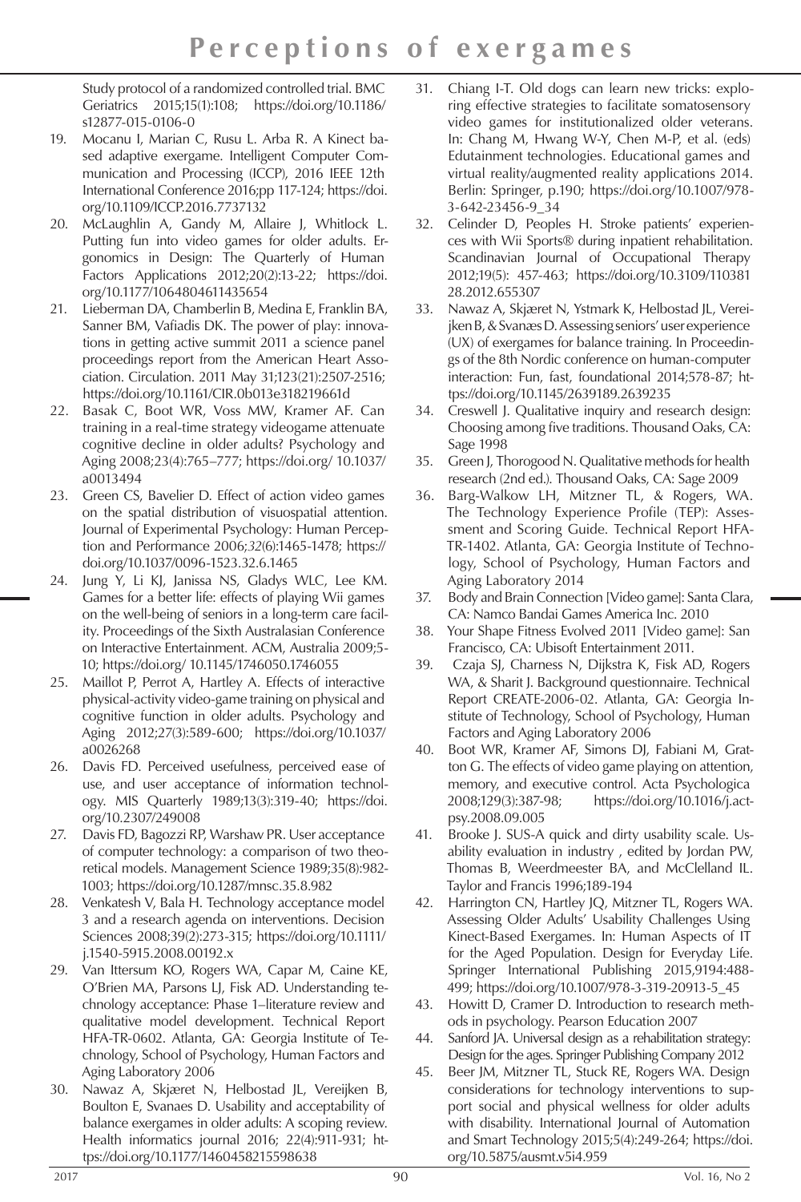Study protocol of a randomized controlled trial. BMC Geriatrics 2015;15(1):108; https://doi.org/10.1186/s12877-015-0106-0

19. Mocanu I, Marian C, Rusu L. Arba R. A Kinect based adaptive exergame. Intelligent Computer Communication and Processing (ICCP), 2016 IEEE 12th International Conference 2016;pp 117-124; https://doi.org/10.1109/ICCP.2016.7737132
20. McLaughlin A, Gandy M, Allaire J, Whitlock L. Putting fun into video games for older adults. Ergonomics in Design: The Quarterly of Human Factors Applications 2012;20(2):13-22; https://doi.org/10.1177/1064804611435654
21. Lieberman DA, Chamberlin B, Medina E, Franklin BA, Sanner BM, Vafiadis DK. The power of play: innovations in getting active summit 2011 a science panel proceedings report from the American Heart Association. Circulation. 2011 May 31;123(21):2507-2516; https://doi.org/10.1161/CIR.0b013e318219661d
22. Basak C, Boot WR, Voss MW, Kramer AF. Can training in a real-time strategy videogame attenuate cognitive decline in older adults? Psychology and Aging 2008;23(4):765–777; https://doi.org/ 10.1037/a0013494
23. Green CS, Bavelier D. Effect of action video games on the spatial distribution of visuospatial attention. Journal of Experimental Psychology: Human Perception and Performance 2006;*32*(6):1465-1478; https://doi.org/10.1037/0096-1523.32.6.1465
24. Jung Y, Li KJ, Janissa NS, Gladys WLC, Lee KM. Games for a better life: effects of playing Wii games on the well-being of seniors in a long-term care facility. Proceedings of the Sixth Australasian Conference on Interactive Entertainment. ACM, Australia 2009;5-10; https://doi.org/ 10.1145/1746050.1746055
25. Maillot P, Perrot A, Hartley A. Effects of interactive physical-activity video-game training on physical and cognitive function in older adults. Psychology and Aging 2012;27(3):589-600; https://doi.org/10.1037/a0026268
26. Davis FD. Perceived usefulness, perceived ease of use, and user acceptance of information technology. MIS Quarterly 1989;13(3):319-40; https://doi.org/10.2307/249008
27. Davis FD, Bagozzi RP, Warshaw PR. User acceptance of computer technology: a comparison of two theoretical models. Management Science 1989;35(8):982-1003; https://doi.org/10.1287/mnsc.35.8.982
28. Venkatesh V, Bala H. Technology acceptance model 3 and a research agenda on interventions. Decision Sciences 2008;39(2):273-315; https://doi.org/10.1111/j.1540-5915.2008.00192.x
29. Van Ittersum KO, Rogers WA, Capar M, Caine KE, O'Brien MA, Parsons LJ, Fisk AD. Understanding technology acceptance: Phase 1–literature review and qualitative model development. Technical Report HFA-TR-0602. Atlanta, GA: Georgia Institute of Technology, School of Psychology, Human Factors and Aging Laboratory 2006
30. Nawaz A, Skjæret N, Helbostad JL, Vereijken B, Boulton E, Svanaes D. Usability and acceptability of balance exergames in older adults: A scoping review. Health informatics journal 2016; 22(4):911-931; https://doi.org/10.1177/1460458215598638
31. Chiang I-T. Old dogs can learn new tricks: exploring effective strategies to facilitate somatosensory video games for institutionalized older veterans. In: Chang M, Hwang W-Y, Chen M-P, et al. (eds) Edutainment technologies. Educational games and virtual reality/augmented reality applications 2014. Berlin: Springer, p.190; https://doi.org/10.1007/978-3-642-23456-9_34
32. Celinder D, Peoples H. Stroke patients' experiences with Wii Sports® during inpatient rehabilitation. Scandinavian Journal of Occupational Therapy 2012;19(5): 457-463; https://doi.org/10.3109/11038128.2012.655307
33. Nawaz A, Skjæret N, Ystmark K, Helbostad JL, Vereijken B, & Svanæs D. Assessing seniors' user experience (UX) of exergames for balance training. In Proceedings of the 8th Nordic conference on human-computer interaction: Fun, fast, foundational 2014;578-87; https://doi.org/10.1145/2639189.2639235
34. Creswell J. Qualitative inquiry and research design: Choosing among five traditions. Thousand Oaks, CA: Sage 1998
35. Green J, Thorogood N. Qualitative methods for health research (2nd ed.). Thousand Oaks, CA: Sage 2009
36. Barg-Walkow LH, Mitzner TL, & Rogers, WA. The Technology Experience Profile (TEP): Assessment and Scoring Guide. Technical Report HFA-TR-1402. Atlanta, GA: Georgia Institute of Technology, School of Psychology, Human Factors and Aging Laboratory 2014
37. Body and Brain Connection [Video game]: Santa Clara, CA: Namco Bandai Games America Inc. 2010
38. Your Shape Fitness Evolved 2011 [Video game]: San Francisco, CA: Ubisoft Entertainment 2011.
39. Czaja SJ, Charness N, Dijkstra K, Fisk AD, Rogers WA, & Sharit J. Background questionnaire. Technical Report CREATE-2006-02. Atlanta, GA: Georgia Institute of Technology, School of Psychology, Human Factors and Aging Laboratory 2006
40. Boot WR, Kramer AF, Simons DJ, Fabiani M, Gratton G. The effects of video game playing on attention, memory, and executive control. Acta Psychologica 2008;129(3):387-98; https://doi.org/10.1016/j.actpsy.2008.09.005
41. Brooke J. SUS-A quick and dirty usability scale. Usability evaluation in industry , edited by Jordan PW, Thomas B, Weerdmeester BA, and McClelland IL. Taylor and Francis 1996;189-194
42. Harrington CN, Hartley JQ, Mitzner TL, Rogers WA. Assessing Older Adults' Usability Challenges Using Kinect-Based Exergames. In: Human Aspects of IT for the Aged Population. Design for Everyday Life. Springer International Publishing 2015,9194:488-499; https://doi.org/10.1007/978-3-319-20913-5_45
43. Howitt D, Cramer D. Introduction to research methods in psychology. Pearson Education 2007
44. Sanford JA. Universal design as a rehabilitation strategy: Design for the ages. Springer Publishing Company 2012
45. Beer JM, Mitzner TL, Stuck RE, Rogers WA. Design considerations for technology interventions to support social and physical wellness for older adults with disability. International Journal of Automation and Smart Technology 2015;5(4):249-264; https://doi.org/10.5875/ausmt.v5i4.959